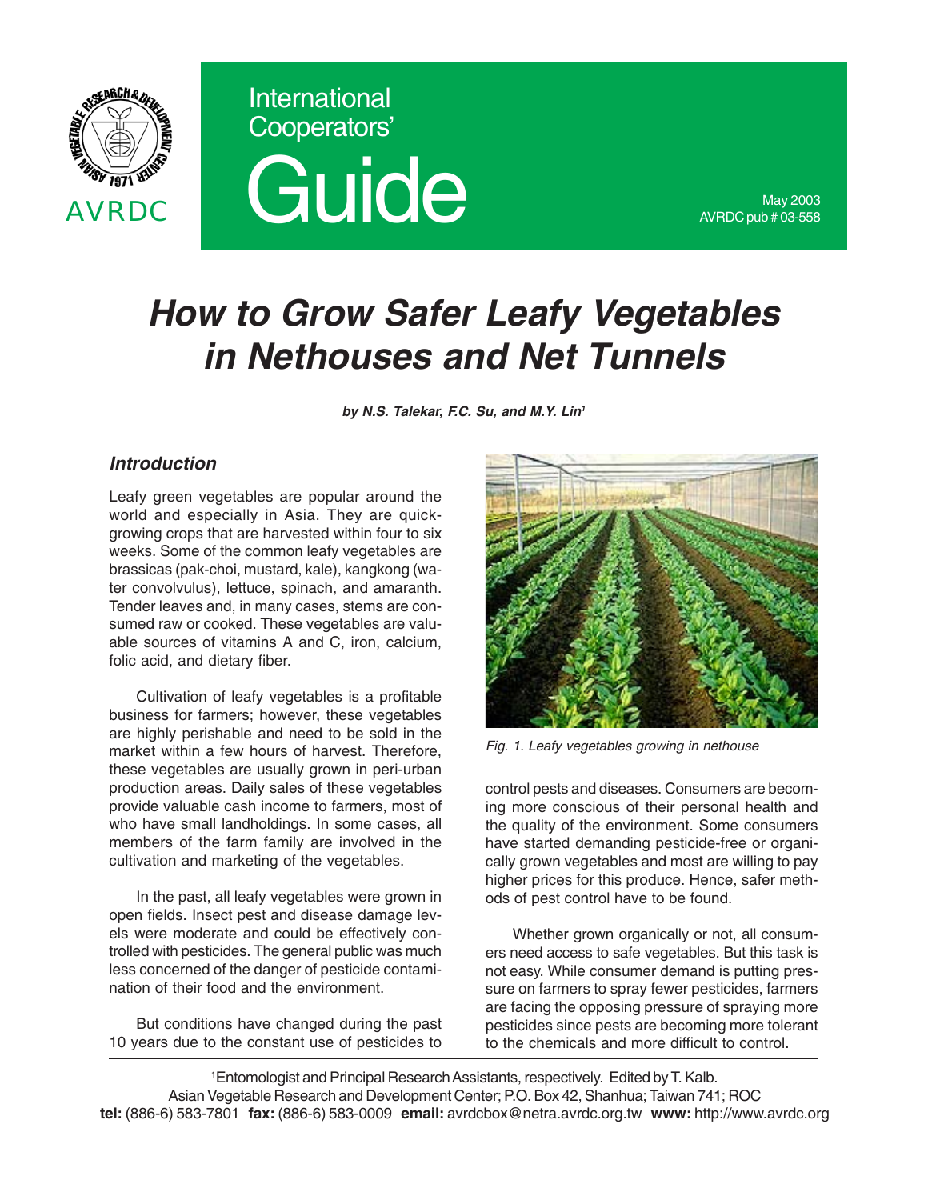International Cooperators' Guide

May 2003
AVRDC pub # 03-558

# How to Grow Safer Leafy Vegetables in Nethouses and Net Tunnels

***by N.S. Talekar, F.C. Su, and M.Y. Lin[1]***

## *Introduction*

Leafy green vegetables are popular around the world and especially in Asia. They are quick-growing crops that are harvested within four to six weeks. Some of the common leafy vegetables are brassicas (pak-choi, mustard, kale), kangkong (water convolvulus), lettuce, spinach, and amaranth. Tender leaves and, in many cases, stems are consumed raw or cooked. These vegetables are valuable sources of vitamins A and C, iron, calcium, folic acid, and dietary fiber.

Cultivation of leafy vegetables is a profitable business for farmers; however, these vegetables are highly perishable and need to be sold in the market within a few hours of harvest. Therefore, these vegetables are usually grown in peri-urban production areas. Daily sales of these vegetables provide valuable cash income to farmers, most of who have small landholdings. In some cases, all members of the farm family are involved in the cultivation and marketing of the vegetables.

In the past, all leafy vegetables were grown in open fields. Insect pest and disease damage levels were moderate and could be effectively controlled with pesticides. The general public was much less concerned of the danger of pesticide contamination of their food and the environment.

But conditions have changed during the past 10 years due to the constant use of pesticides to control pests and diseases. Consumers are becoming more conscious of their personal health and the quality of the environment. Some consumers have started demanding pesticide-free or organically grown vegetables and most are willing to pay higher prices for this produce. Hence, safer methods of pest control have to be found.

*Fig. 1. Leafy vegetables growing in nethouse*

Whether grown organically or not, all consumers need access to safe vegetables. But this task is not easy. While consumer demand is putting pressure on farmers to spray fewer pesticides, farmers are facing the opposing pressure of spraying more pesticides since pests are becoming more tolerant to the chemicals and more difficult to control.

---

[1]Entomologist and Principal Research Assistants, respectively. Edited by T. Kalb.
Asian Vegetable Research and Development Center; P.O. Box 42, Shanhua; Taiwan 741; ROC
**tel:** (886-6) 583-7801 **fax:** (886-6) 583-0009 **email:** avrdcbox@netra.avrdc.org.tw **www:** http://www.avrdc.org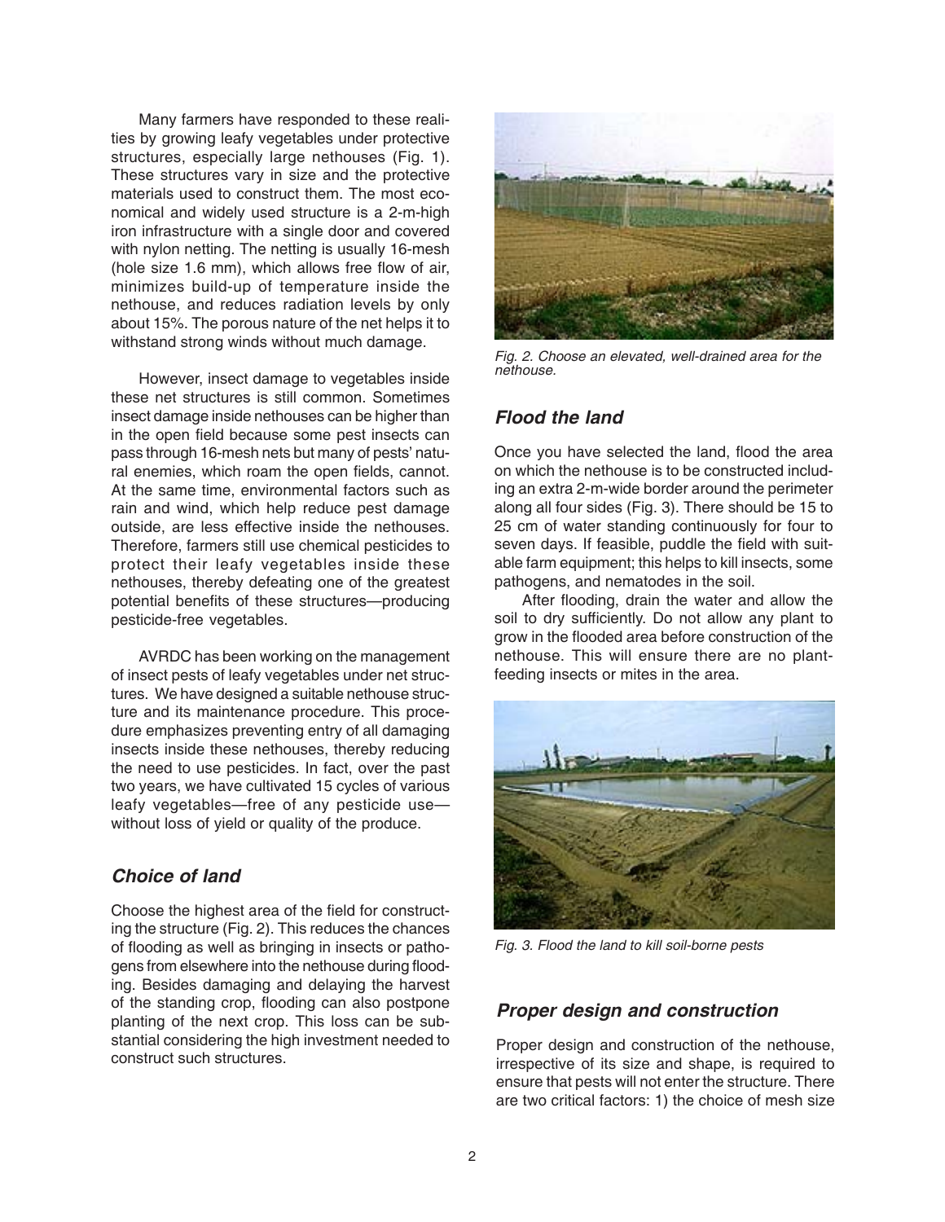Many farmers have responded to these realities by growing leafy vegetables under protective structures, especially large nethouses (Fig. 1). These structures vary in size and the protective materials used to construct them. The most economical and widely used structure is a 2-m-high iron infrastructure with a single door and covered with nylon netting. The netting is usually 16-mesh (hole size 1.6 mm), which allows free flow of air, minimizes build-up of temperature inside the nethouse, and reduces radiation levels by only about 15%. The porous nature of the net helps it to withstand strong winds without much damage.

However, insect damage to vegetables inside these net structures is still common. Sometimes insect damage inside nethouses can be higher than in the open field because some pest insects can pass through 16-mesh nets but many of pests' natural enemies, which roam the open fields, cannot. At the same time, environmental factors such as rain and wind, which help reduce pest damage outside, are less effective inside the nethouses. Therefore, farmers still use chemical pesticides to protect their leafy vegetables inside these nethouses, thereby defeating one of the greatest potential benefits of these structures—producing pesticide-free vegetables.

AVRDC has been working on the management of insect pests of leafy vegetables under net structures. We have designed a suitable nethouse structure and its maintenance procedure. This procedure emphasizes preventing entry of all damaging insects inside these nethouses, thereby reducing the need to use pesticides. In fact, over the past two years, we have cultivated 15 cycles of various leafy vegetables—free of any pesticide use—without loss of yield or quality of the produce.

### *Choice of land*

Choose the highest area of the field for constructing the structure (Fig. 2). This reduces the chances of flooding as well as bringing in insects or pathogens from elsewhere into the nethouse during flooding. Besides damaging and delaying the harvest of the standing crop, flooding can also postpone planting of the next crop. This loss can be substantial considering the high investment needed to construct such structures.

*Fig. 2. Choose an elevated, well-drained area for the nethouse.*

### *Flood the land*

Once you have selected the land, flood the area on which the nethouse is to be constructed including an extra 2-m-wide border around the perimeter along all four sides (Fig. 3). There should be 15 to 25 cm of water standing continuously for four to seven days. If feasible, puddle the field with suitable farm equipment; this helps to kill insects, some pathogens, and nematodes in the soil.

After flooding, drain the water and allow the soil to dry sufficiently. Do not allow any plant to grow in the flooded area before construction of the nethouse. This will ensure there are no plant-feeding insects or mites in the area.

*Fig. 3. Flood the land to kill soil-borne pests*

### *Proper design and construction*

Proper design and construction of the nethouse, irrespective of its size and shape, is required to ensure that pests will not enter the structure. There are two critical factors: 1) the choice of mesh size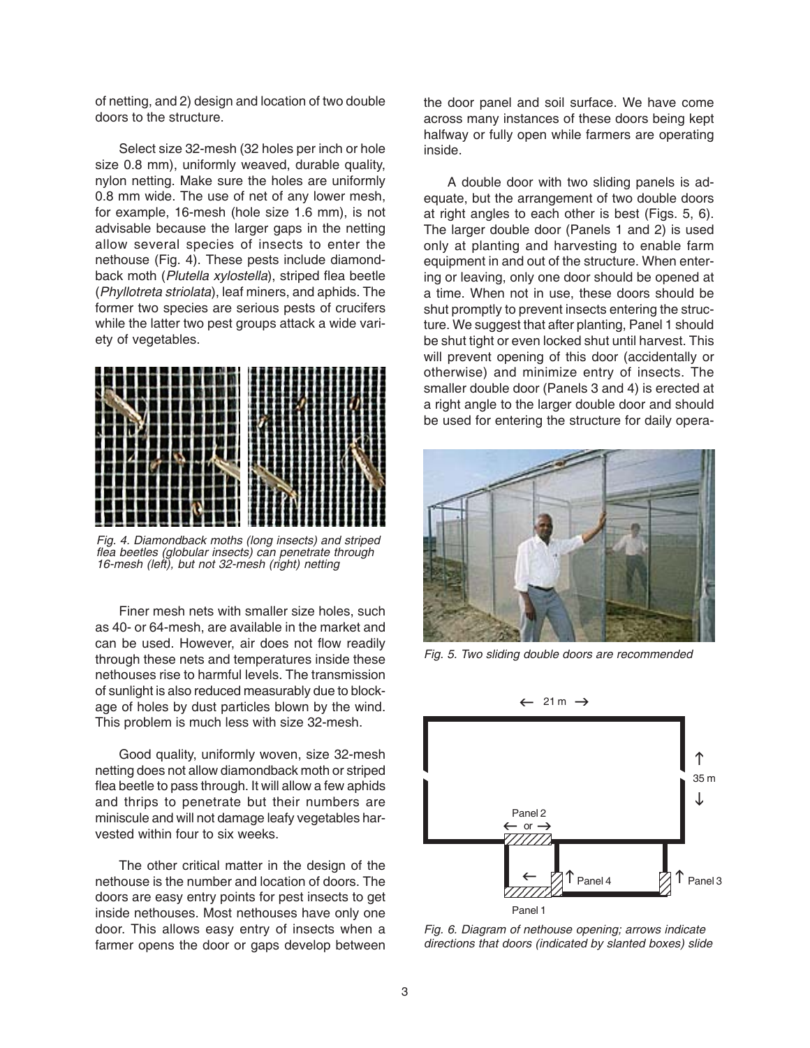of netting, and 2) design and location of two double doors to the structure.

Select size 32-mesh (32 holes per inch or hole size 0.8 mm), uniformly weaved, durable quality, nylon netting. Make sure the holes are uniformly 0.8 mm wide. The use of net of any lower mesh, for example, 16-mesh (hole size 1.6 mm), is not advisable because the larger gaps in the netting allow several species of insects to enter the nethouse (Fig. 4). These pests include diamondback moth (*Plutella xylostella*), striped flea beetle (*Phyllotreta striolata*), leaf miners, and aphids. The former two species are serious pests of crucifers while the latter two pest groups attack a wide variety of vegetables.

*Fig. 4. Diamondback moths (long insects) and striped flea beetles (globular insects) can penetrate through 16-mesh (left), but not 32-mesh (right) netting*

Finer mesh nets with smaller size holes, such as 40- or 64-mesh, are available in the market and can be used. However, air does not flow readily through these nets and temperatures inside these nethouses rise to harmful levels. The transmission of sunlight is also reduced measurably due to blockage of holes by dust particles blown by the wind. This problem is much less with size 32-mesh.

Good quality, uniformly woven, size 32-mesh netting does not allow diamondback moth or striped flea beetle to pass through. It will allow a few aphids and thrips to penetrate but their numbers are miniscule and will not damage leafy vegetables harvested within four to six weeks.

The other critical matter in the design of the nethouse is the number and location of doors. The doors are easy entry points for pest insects to get inside nethouses. Most nethouses have only one door. This allows easy entry of insects when a farmer opens the door or gaps develop between the door panel and soil surface. We have come across many instances of these doors being kept halfway or fully open while farmers are operating inside.

A double door with two sliding panels is adequate, but the arrangement of two double doors at right angles to each other is best (Figs. 5, 6). The larger double door (Panels 1 and 2) is used only at planting and harvesting to enable farm equipment in and out of the structure. When entering or leaving, only one door should be opened at a time. When not in use, these doors should be shut promptly to prevent insects entering the structure. We suggest that after planting, Panel 1 should be shut tight or even locked shut until harvest. This will prevent opening of this door (accidentally or otherwise) and minimize entry of insects. The smaller double door (Panels 3 and 4) is erected at a right angle to the larger double door and should be used for entering the structure for daily opera-

*Fig. 5. Two sliding double doors are recommended*

← 21 m →

35 m

Panel 2 ← or →

Panel 4

Panel 3

Panel 1

*Fig. 6. Diagram of nethouse opening; arrows indicate directions that doors (indicated by slanted boxes) slide*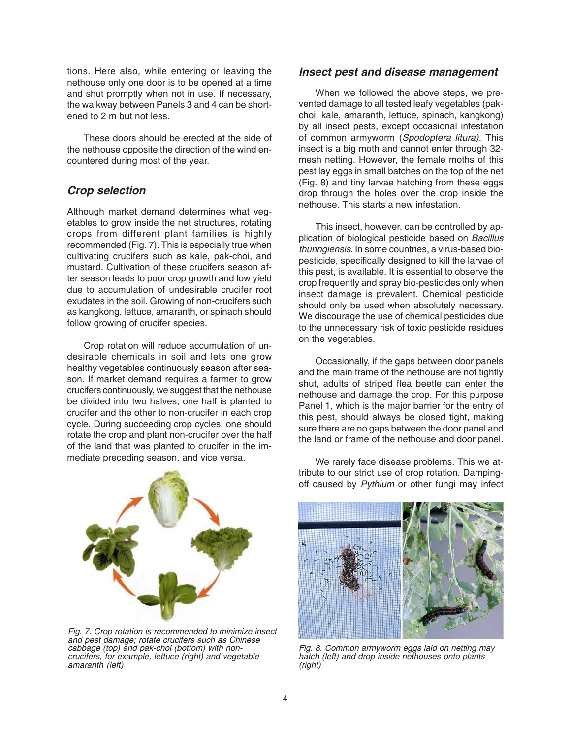tions. Here also, while entering or leaving the nethouse only one door is to be opened at a time and shut promptly when not in use. If necessary, the walkway between Panels 3 and 4 can be shortened to 2 m but not less.

These doors should be erected at the side of the nethouse opposite the direction of the wind encountered during most of the year.

## *Crop selection*

Although market demand determines what vegetables to grow inside the net structures, rotating crops from different plant families is highly recommended (Fig. 7). This is especially true when cultivating crucifers such as kale, pak-choi, and mustard. Cultivation of these crucifers season after season leads to poor crop growth and low yield due to accumulation of undesirable crucifer root exudates in the soil. Growing of non-crucifers such as kangkong, lettuce, amaranth, or spinach should follow growing of crucifer species.

Crop rotation will reduce accumulation of undesirable chemicals in soil and lets one grow healthy vegetables continuously season after season. If market demand requires a farmer to grow crucifers continuously, we suggest that the nethouse be divided into two halves; one half is planted to crucifer and the other to non-crucifer in each crop cycle. During succeeding crop cycles, one should rotate the crop and plant non-crucifer over the half of the land that was planted to crucifer in the immediate preceding season, and vice versa.

*Fig. 7. Crop rotation is recommended to minimize insect and pest damage; rotate crucifers such as Chinese cabbage (top) and pak-choi (bottom) with non-crucifers, for example, lettuce (right) and vegetable amaranth (left)*

## *Insect pest and disease management*

When we followed the above steps, we prevented damage to all tested leafy vegetables (pak-choi, kale, amaranth, lettuce, spinach, kangkong) by all insect pests, except occasional infestation of common armyworm (*Spodoptera litura)*. This insect is a big moth and cannot enter through 32-mesh netting. However, the female moths of this pest lay eggs in small batches on the top of the net (Fig. 8) and tiny larvae hatching from these eggs drop through the holes over the crop inside the nethouse. This starts a new infestation.

This insect, however, can be controlled by application of biological pesticide based on *Bacillus thuringiensis.* In some countries, a virus-based bio-pesticide, specifically designed to kill the larvae of this pest, is available. It is essential to observe the crop frequently and spray bio-pesticides only when insect damage is prevalent. Chemical pesticide should only be used when absolutely necessary. We discourage the use of chemical pesticides due to the unnecessary risk of toxic pesticide residues on the vegetables.

Occasionally, if the gaps between door panels and the main frame of the nethouse are not tightly shut, adults of striped flea beetle can enter the nethouse and damage the crop. For this purpose Panel 1, which is the major barrier for the entry of this pest, should always be closed tight, making sure there are no gaps between the door panel and the land or frame of the nethouse and door panel.

We rarely face disease problems. This we attribute to our strict use of crop rotation. Damping-off caused by *Pythium* or other fungi may infect

*Fig. 8. Common armyworm eggs laid on netting may hatch (left) and drop inside nethouses onto plants (right)*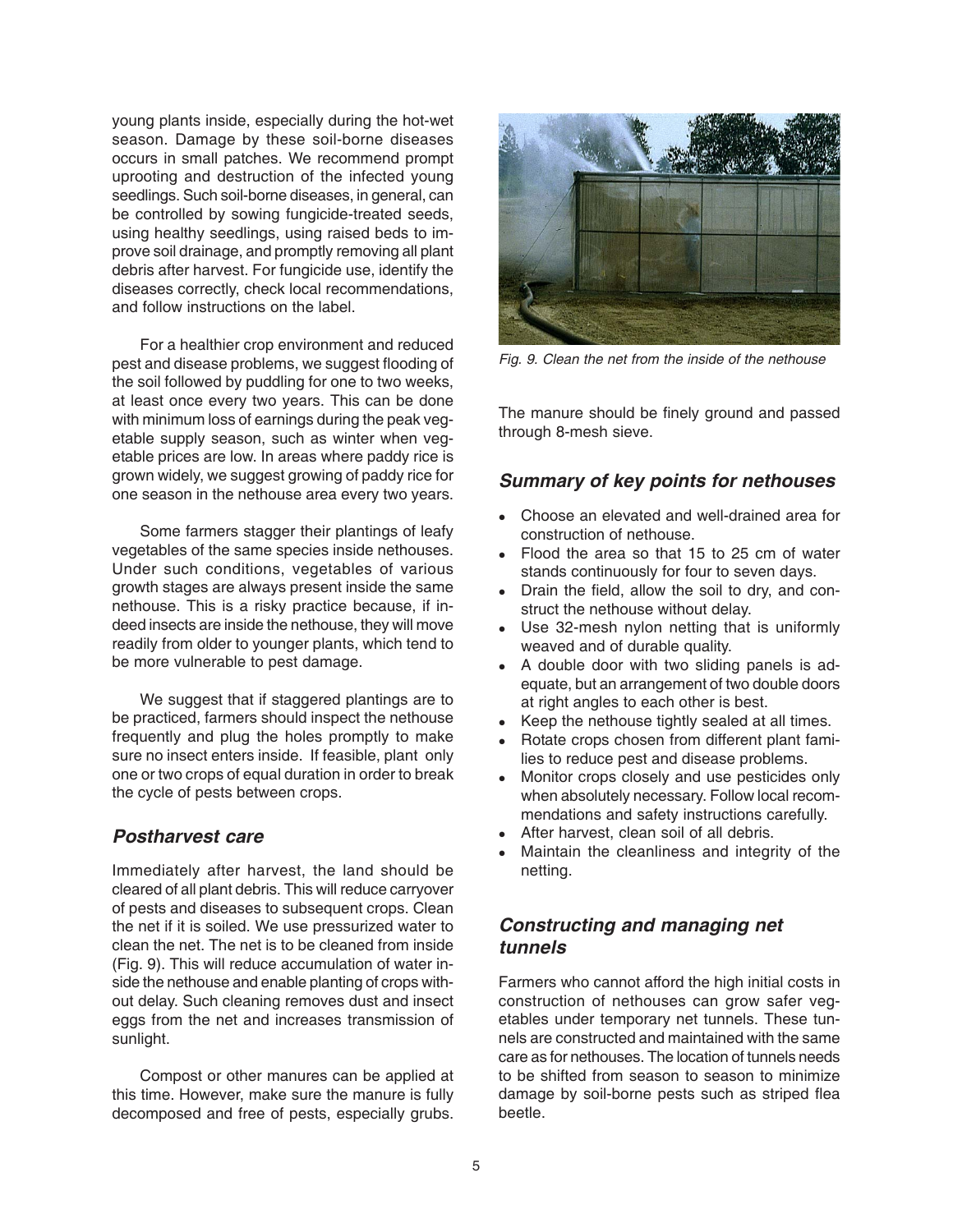young plants inside, especially during the hot-wet season. Damage by these soil-borne diseases occurs in small patches. We recommend prompt uprooting and destruction of the infected young seedlings. Such soil-borne diseases, in general, can be controlled by sowing fungicide-treated seeds, using healthy seedlings, using raised beds to improve soil drainage, and promptly removing all plant debris after harvest. For fungicide use, identify the diseases correctly, check local recommendations, and follow instructions on the label.

For a healthier crop environment and reduced pest and disease problems, we suggest flooding of the soil followed by puddling for one to two weeks, at least once every two years. This can be done with minimum loss of earnings during the peak vegetable supply season, such as winter when vegetable prices are low. In areas where paddy rice is grown widely, we suggest growing of paddy rice for one season in the nethouse area every two years.

Some farmers stagger their plantings of leafy vegetables of the same species inside nethouses. Under such conditions, vegetables of various growth stages are always present inside the same nethouse. This is a risky practice because, if indeed insects are inside the nethouse, they will move readily from older to younger plants, which tend to be more vulnerable to pest damage.

We suggest that if staggered plantings are to be practiced, farmers should inspect the nethouse frequently and plug the holes promptly to make sure no insect enters inside. If feasible, plant only one or two crops of equal duration in order to break the cycle of pests between crops.

## *Postharvest care*

Immediately after harvest, the land should be cleared of all plant debris. This will reduce carryover of pests and diseases to subsequent crops. Clean the net if it is soiled. We use pressurized water to clean the net. The net is to be cleaned from inside (Fig. 9). This will reduce accumulation of water inside the nethouse and enable planting of crops without delay. Such cleaning removes dust and insect eggs from the net and increases transmission of sunlight.

Compost or other manures can be applied at this time. However, make sure the manure is fully decomposed and free of pests, especially grubs. The manure should be finely ground and passed through 8-mesh sieve.

*Fig. 9. Clean the net from the inside of the nethouse*

## *Summary of key points for nethouses*

- Choose an elevated and well-drained area for construction of nethouse.
- Flood the area so that 15 to 25 cm of water stands continuously for four to seven days.
- Drain the field, allow the soil to dry, and construct the nethouse without delay.
- Use 32-mesh nylon netting that is uniformly weaved and of durable quality.
- A double door with two sliding panels is adequate, but an arrangement of two double doors at right angles to each other is best.
- Keep the nethouse tightly sealed at all times.
- Rotate crops chosen from different plant families to reduce pest and disease problems.
- Monitor crops closely and use pesticides only when absolutely necessary. Follow local recommendations and safety instructions carefully.
- After harvest, clean soil of all debris.
- Maintain the cleanliness and integrity of the netting.

## *Constructing and managing net tunnels*

Farmers who cannot afford the high initial costs in construction of nethouses can grow safer vegetables under temporary net tunnels. These tunnels are constructed and maintained with the same care as for nethouses. The location of tunnels needs to be shifted from season to season to minimize damage by soil-borne pests such as striped flea beetle.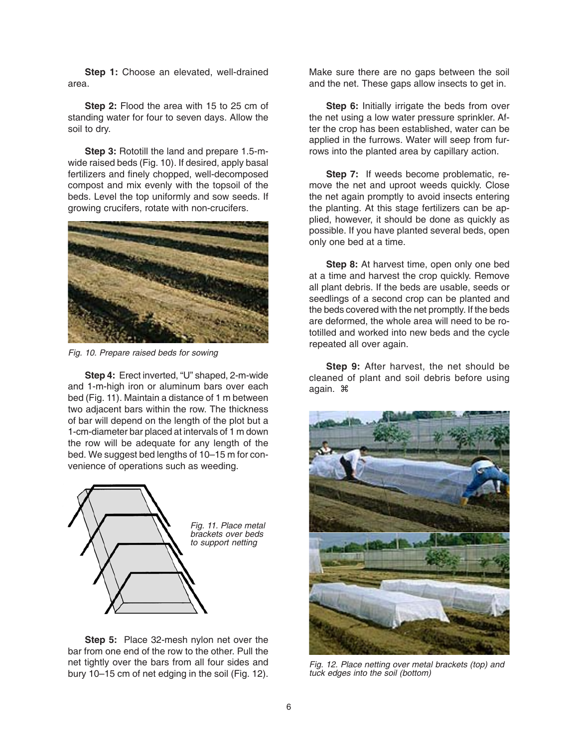**Step 1:** Choose an elevated, well-drained area.

**Step 2:** Flood the area with 15 to 25 cm of standing water for four to seven days. Allow the soil to dry.

**Step 3:** Rototill the land and prepare 1.5-m-wide raised beds (Fig. 10). If desired, apply basal fertilizers and finely chopped, well-decomposed compost and mix evenly with the topsoil of the beds. Level the top uniformly and sow seeds. If growing crucifers, rotate with non-crucifers.

*Fig. 10. Prepare raised beds for sowing*

**Step 4:** Erect inverted, "U" shaped, 2-m-wide and 1-m-high iron or aluminum bars over each bed (Fig. 11). Maintain a distance of 1 m between two adjacent bars within the row. The thickness of bar will depend on the length of the plot but a 1-cm-diameter bar placed at intervals of 1 m down the row will be adequate for any length of the bed. We suggest bed lengths of 10–15 m for convenience of operations such as weeding.

*Fig. 11. Place metal brackets over beds to support netting*

**Step 5:** Place 32-mesh nylon net over the bar from one end of the row to the other. Pull the net tightly over the bars from all four sides and bury 10–15 cm of net edging in the soil (Fig. 12). Make sure there are no gaps between the soil and the net. These gaps allow insects to get in.

**Step 6:** Initially irrigate the beds from over the net using a low water pressure sprinkler. After the crop has been established, water can be applied in the furrows. Water will seep from furrows into the planted area by capillary action.

**Step 7:** If weeds become problematic, remove the net and uproot weeds quickly. Close the net again promptly to avoid insects entering the planting. At this stage fertilizers can be applied, however, it should be done as quickly as possible. If you have planted several beds, open only one bed at a time.

**Step 8:** At harvest time, open only one bed at a time and harvest the crop quickly. Remove all plant debris. If the beds are usable, seeds or seedlings of a second crop can be planted and the beds covered with the net promptly. If the beds are deformed, the whole area will need to be rototilled and worked into new beds and the cycle repeated all over again.

**Step 9:** After harvest, the net should be cleaned of plant and soil debris before using again. ⌘

*Fig. 12. Place netting over metal brackets (top) and tuck edges into the soil (bottom)*